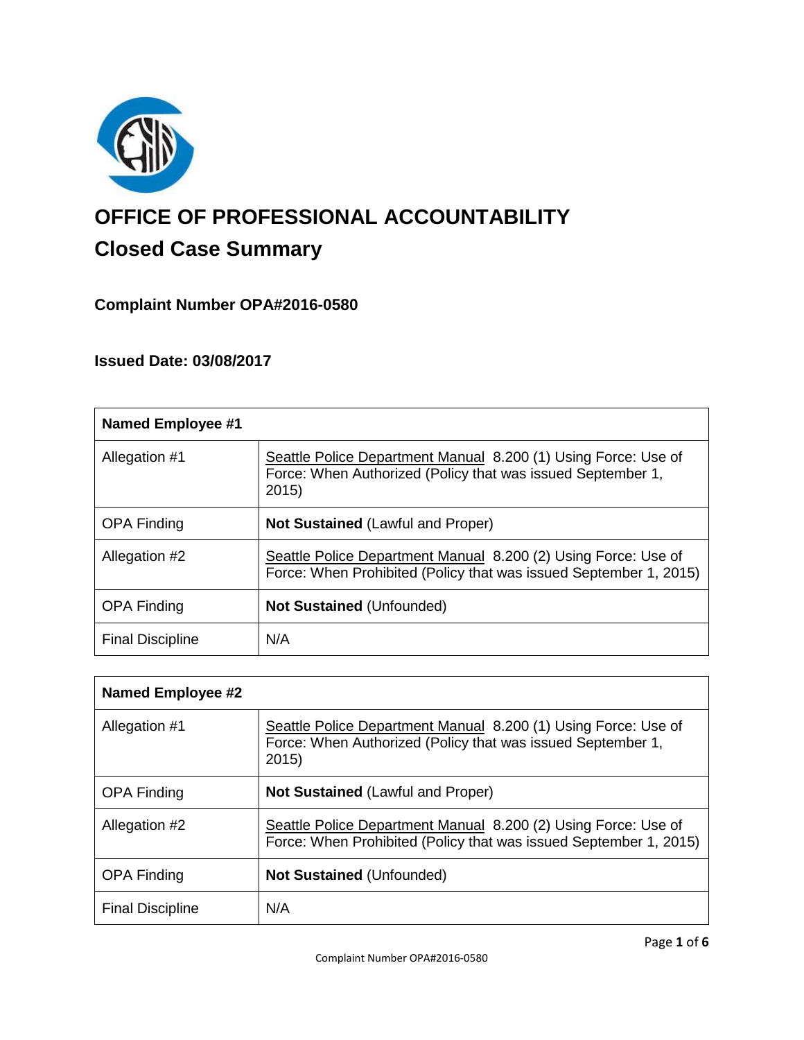# OFFICE OF PROFESSIONAL ACCOUNTABILITY

## Closed Case Summary

### Complaint Number OPA#2016-0580

### Issued Date: 03/08/2017

| **Named Employee #1** | |
|---|---|
| Allegation #1 | Seattle Police Department Manual 8.200 (1) Using Force: Use of Force: When Authorized (Policy that was issued September 1, 2015) |
| OPA Finding | **Not Sustained** (Lawful and Proper) |
| Allegation #2 | Seattle Police Department Manual 8.200 (2) Using Force: Use of Force: When Prohibited (Policy that was issued September 1, 2015) |
| OPA Finding | **Not Sustained** (Unfounded) |
| Final Discipline | N/A |

| **Named Employee #2** | |
|---|---|
| Allegation #1 | Seattle Police Department Manual 8.200 (1) Using Force: Use of Force: When Authorized (Policy that was issued September 1, 2015) |
| OPA Finding | **Not Sustained** (Lawful and Proper) |
| Allegation #2 | Seattle Police Department Manual 8.200 (2) Using Force: Use of Force: When Prohibited (Policy that was issued September 1, 2015) |
| OPA Finding | **Not Sustained** (Unfounded) |
| Final Discipline | N/A |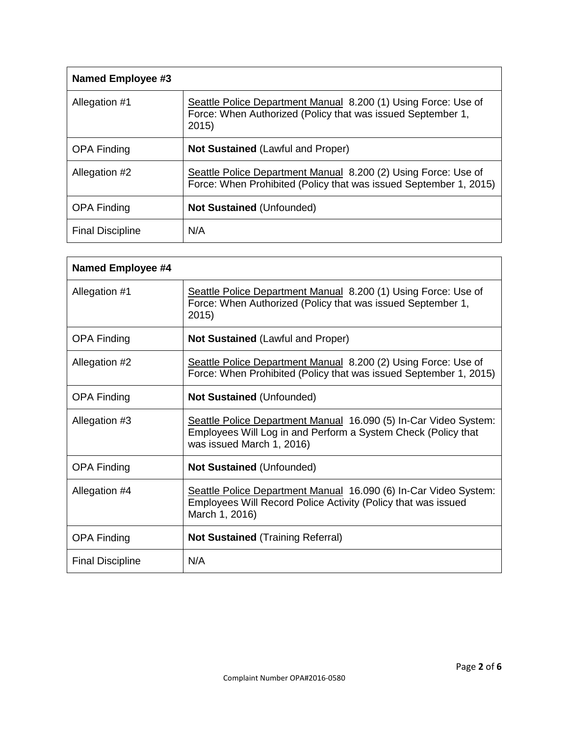| Named Employee #3 | |
|---|---|
| Allegation #1 | Seattle Police Department Manual 8.200 (1) Using Force: Use of Force: When Authorized (Policy that was issued September 1, 2015) |
| OPA Finding | **Not Sustained** (Lawful and Proper) |
| Allegation #2 | Seattle Police Department Manual 8.200 (2) Using Force: Use of Force: When Prohibited (Policy that was issued September 1, 2015) |
| OPA Finding | **Not Sustained** (Unfounded) |
| Final Discipline | N/A |

| Named Employee #4 | |
|---|---|
| Allegation #1 | Seattle Police Department Manual 8.200 (1) Using Force: Use of Force: When Authorized (Policy that was issued September 1, 2015) |
| OPA Finding | **Not Sustained** (Lawful and Proper) |
| Allegation #2 | Seattle Police Department Manual 8.200 (2) Using Force: Use of Force: When Prohibited (Policy that was issued September 1, 2015) |
| OPA Finding | **Not Sustained** (Unfounded) |
| Allegation #3 | Seattle Police Department Manual 16.090 (5) In-Car Video System: Employees Will Log in and Perform a System Check (Policy that was issued March 1, 2016) |
| OPA Finding | **Not Sustained** (Unfounded) |
| Allegation #4 | Seattle Police Department Manual 16.090 (6) In-Car Video System: Employees Will Record Police Activity (Policy that was issued March 1, 2016) |
| OPA Finding | **Not Sustained** (Training Referral) |
| Final Discipline | N/A |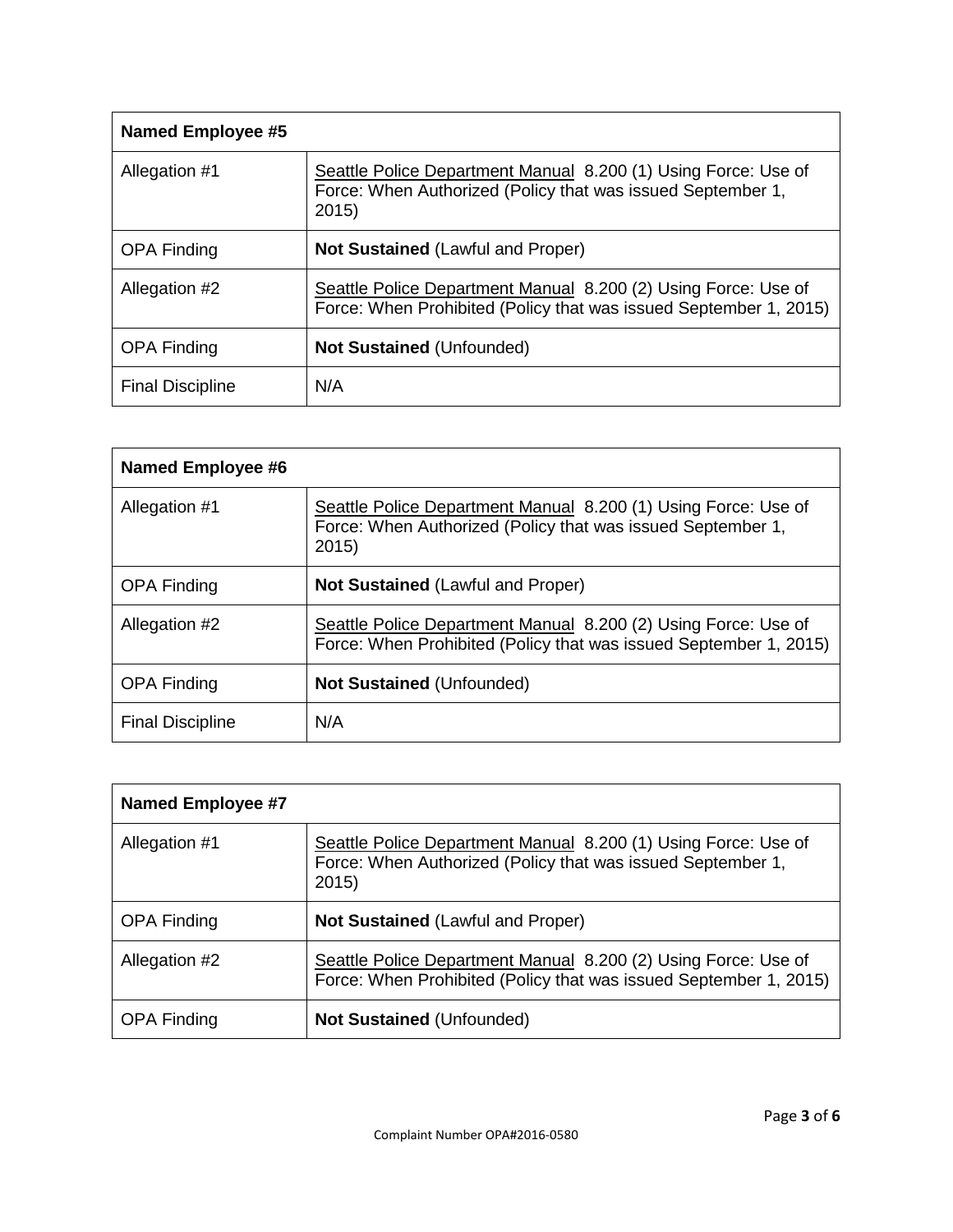| Named Employee #5 | |
|---|---|
| Allegation #1 | Seattle Police Department Manual 8.200 (1) Using Force: Use of Force: When Authorized (Policy that was issued September 1, 2015) |
| OPA Finding | **Not Sustained** (Lawful and Proper) |
| Allegation #2 | Seattle Police Department Manual 8.200 (2) Using Force: Use of Force: When Prohibited (Policy that was issued September 1, 2015) |
| OPA Finding | **Not Sustained** (Unfounded) |
| Final Discipline | N/A |

| Named Employee #6 | |
|---|---|
| Allegation #1 | Seattle Police Department Manual 8.200 (1) Using Force: Use of Force: When Authorized (Policy that was issued September 1, 2015) |
| OPA Finding | **Not Sustained** (Lawful and Proper) |
| Allegation #2 | Seattle Police Department Manual 8.200 (2) Using Force: Use of Force: When Prohibited (Policy that was issued September 1, 2015) |
| OPA Finding | **Not Sustained** (Unfounded) |
| Final Discipline | N/A |

| Named Employee #7 | |
|---|---|
| Allegation #1 | Seattle Police Department Manual 8.200 (1) Using Force: Use of Force: When Authorized (Policy that was issued September 1, 2015) |
| OPA Finding | **Not Sustained** (Lawful and Proper) |
| Allegation #2 | Seattle Police Department Manual 8.200 (2) Using Force: Use of Force: When Prohibited (Policy that was issued September 1, 2015) |
| OPA Finding | **Not Sustained** (Unfounded) |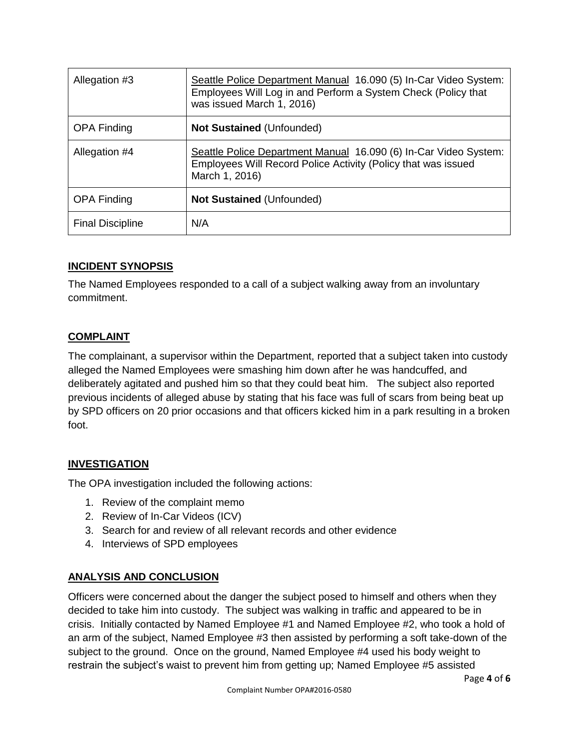| Allegation #3 | Seattle Police Department Manual 16.090 (5) In-Car Video System: Employees Will Log in and Perform a System Check (Policy that was issued March 1, 2016) |
|---|---|
| OPA Finding | **Not Sustained** (Unfounded) |
| Allegation #4 | Seattle Police Department Manual 16.090 (6) In-Car Video System: Employees Will Record Police Activity (Policy that was issued March 1, 2016) |
| OPA Finding | **Not Sustained** (Unfounded) |
| Final Discipline | N/A |

## INCIDENT SYNOPSIS

The Named Employees responded to a call of a subject walking away from an involuntary commitment.

## COMPLAINT

The complainant, a supervisor within the Department, reported that a subject taken into custody alleged the Named Employees were smashing him down after he was handcuffed, and deliberately agitated and pushed him so that they could beat him. The subject also reported previous incidents of alleged abuse by stating that his face was full of scars from being beat up by SPD officers on 20 prior occasions and that officers kicked him in a park resulting in a broken foot.

## INVESTIGATION

The OPA investigation included the following actions:

1. Review of the complaint memo
2. Review of In-Car Videos (ICV)
3. Search for and review of all relevant records and other evidence
4. Interviews of SPD employees

## ANALYSIS AND CONCLUSION

Officers were concerned about the danger the subject posed to himself and others when they decided to take him into custody. The subject was walking in traffic and appeared to be in crisis. Initially contacted by Named Employee #1 and Named Employee #2, who took a hold of an arm of the subject, Named Employee #3 then assisted by performing a soft take-down of the subject to the ground. Once on the ground, Named Employee #4 used his body weight to restrain the subject's waist to prevent him from getting up; Named Employee #5 assisted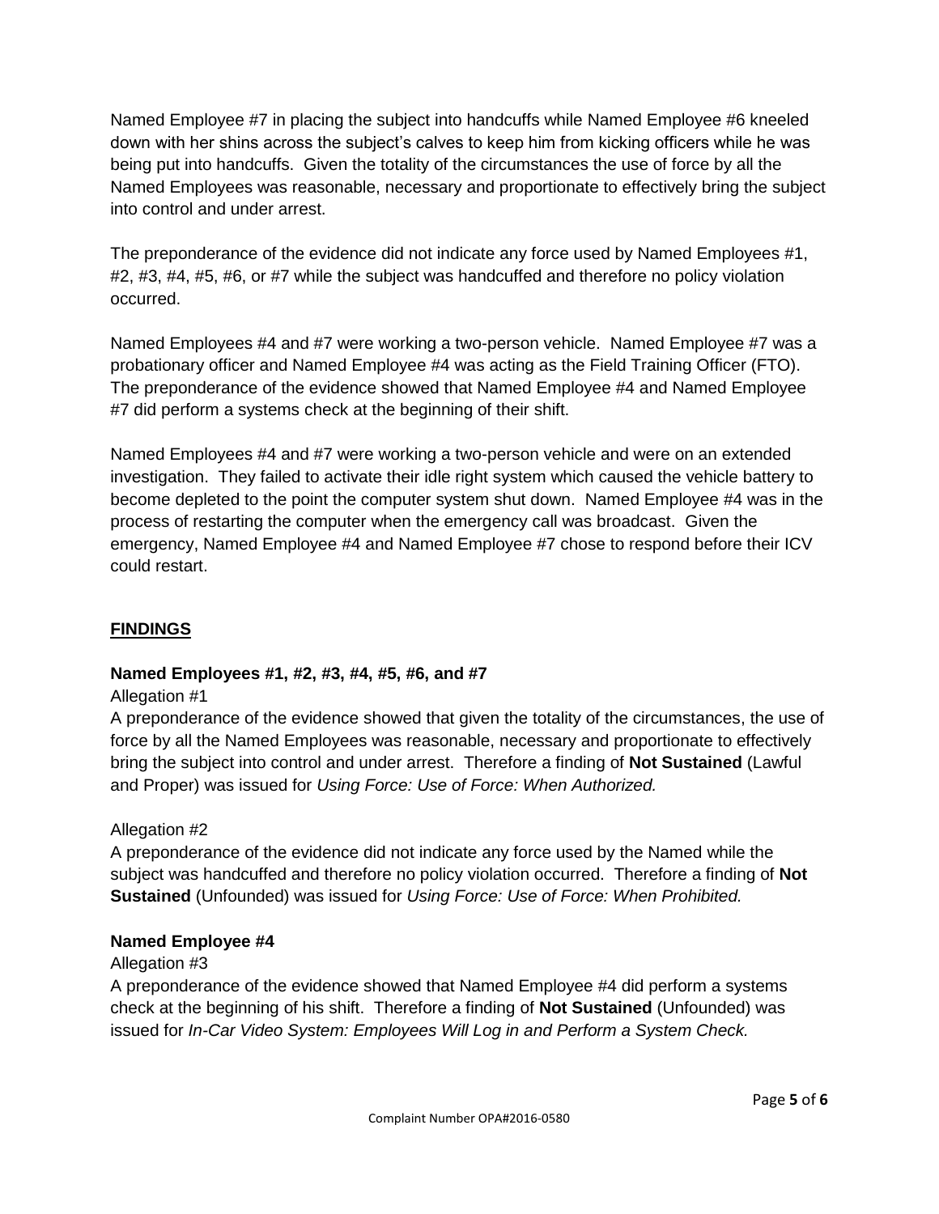Named Employee #7 in placing the subject into handcuffs while Named Employee #6 kneeled down with her shins across the subject's calves to keep him from kicking officers while he was being put into handcuffs. Given the totality of the circumstances the use of force by all the Named Employees was reasonable, necessary and proportionate to effectively bring the subject into control and under arrest.

The preponderance of the evidence did not indicate any force used by Named Employees #1, #2, #3, #4, #5, #6, or #7 while the subject was handcuffed and therefore no policy violation occurred.

Named Employees #4 and #7 were working a two-person vehicle. Named Employee #7 was a probationary officer and Named Employee #4 was acting as the Field Training Officer (FTO). The preponderance of the evidence showed that Named Employee #4 and Named Employee #7 did perform a systems check at the beginning of their shift.

Named Employees #4 and #7 were working a two-person vehicle and were on an extended investigation. They failed to activate their idle right system which caused the vehicle battery to become depleted to the point the computer system shut down. Named Employee #4 was in the process of restarting the computer when the emergency call was broadcast. Given the emergency, Named Employee #4 and Named Employee #7 chose to respond before their ICV could restart.

## FINDINGS

**Named Employees #1, #2, #3, #4, #5, #6, and #7**

Allegation #1

A preponderance of the evidence showed that given the totality of the circumstances, the use of force by all the Named Employees was reasonable, necessary and proportionate to effectively bring the subject into control and under arrest. Therefore a finding of **Not Sustained** (Lawful and Proper) was issued for *Using Force: Use of Force: When Authorized.*

Allegation #2

A preponderance of the evidence did not indicate any force used by the Named while the subject was handcuffed and therefore no policy violation occurred. Therefore a finding of **Not Sustained** (Unfounded) was issued for *Using Force: Use of Force: When Prohibited.*

**Named Employee #4**

Allegation #3

A preponderance of the evidence showed that Named Employee #4 did perform a systems check at the beginning of his shift. Therefore a finding of **Not Sustained** (Unfounded) was issued for *In-Car Video System: Employees Will Log in and Perform a System Check.*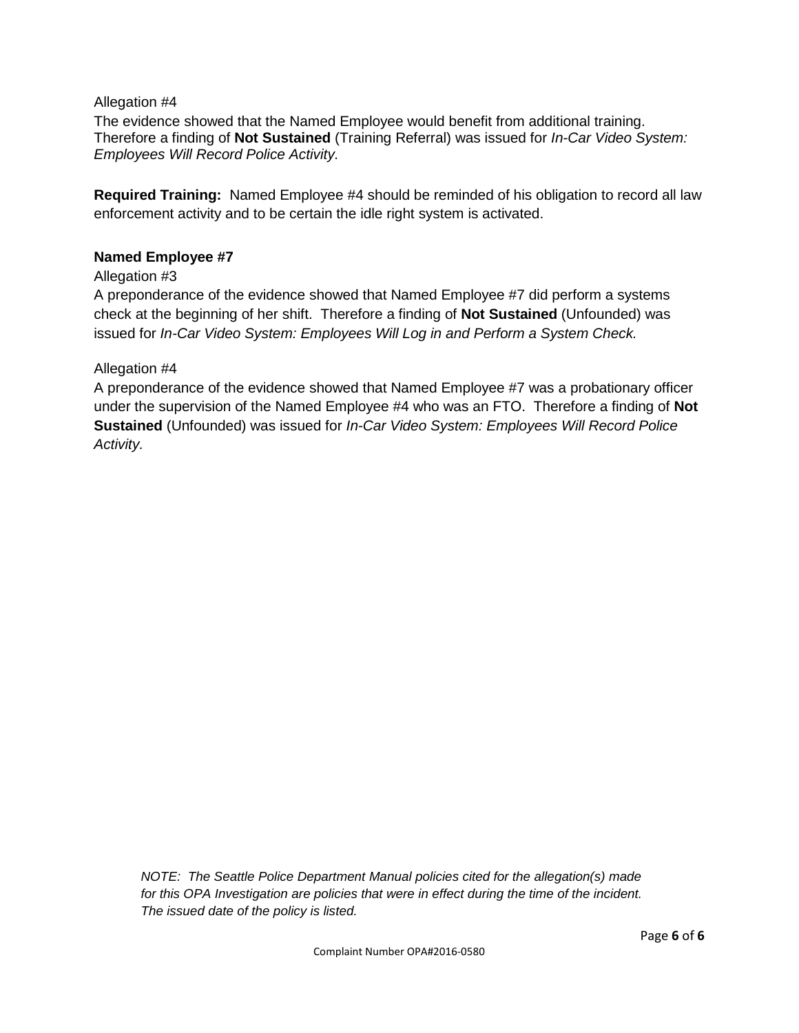Allegation #4

The evidence showed that the Named Employee would benefit from additional training. Therefore a finding of **Not Sustained** (Training Referral) was issued for *In-Car Video System: Employees Will Record Police Activity.*

**Required Training:** Named Employee #4 should be reminded of his obligation to record all law enforcement activity and to be certain the idle right system is activated.

**Named Employee #7**

Allegation #3

A preponderance of the evidence showed that Named Employee #7 did perform a systems check at the beginning of her shift. Therefore a finding of **Not Sustained** (Unfounded) was issued for *In-Car Video System: Employees Will Log in and Perform a System Check.*

Allegation #4

A preponderance of the evidence showed that Named Employee #7 was a probationary officer under the supervision of the Named Employee #4 who was an FTO. Therefore a finding of **Not Sustained** (Unfounded) was issued for *In-Car Video System: Employees Will Record Police Activity.*

*NOTE: The Seattle Police Department Manual policies cited for the allegation(s) made for this OPA Investigation are policies that were in effect during the time of the incident. The issued date of the policy is listed.*